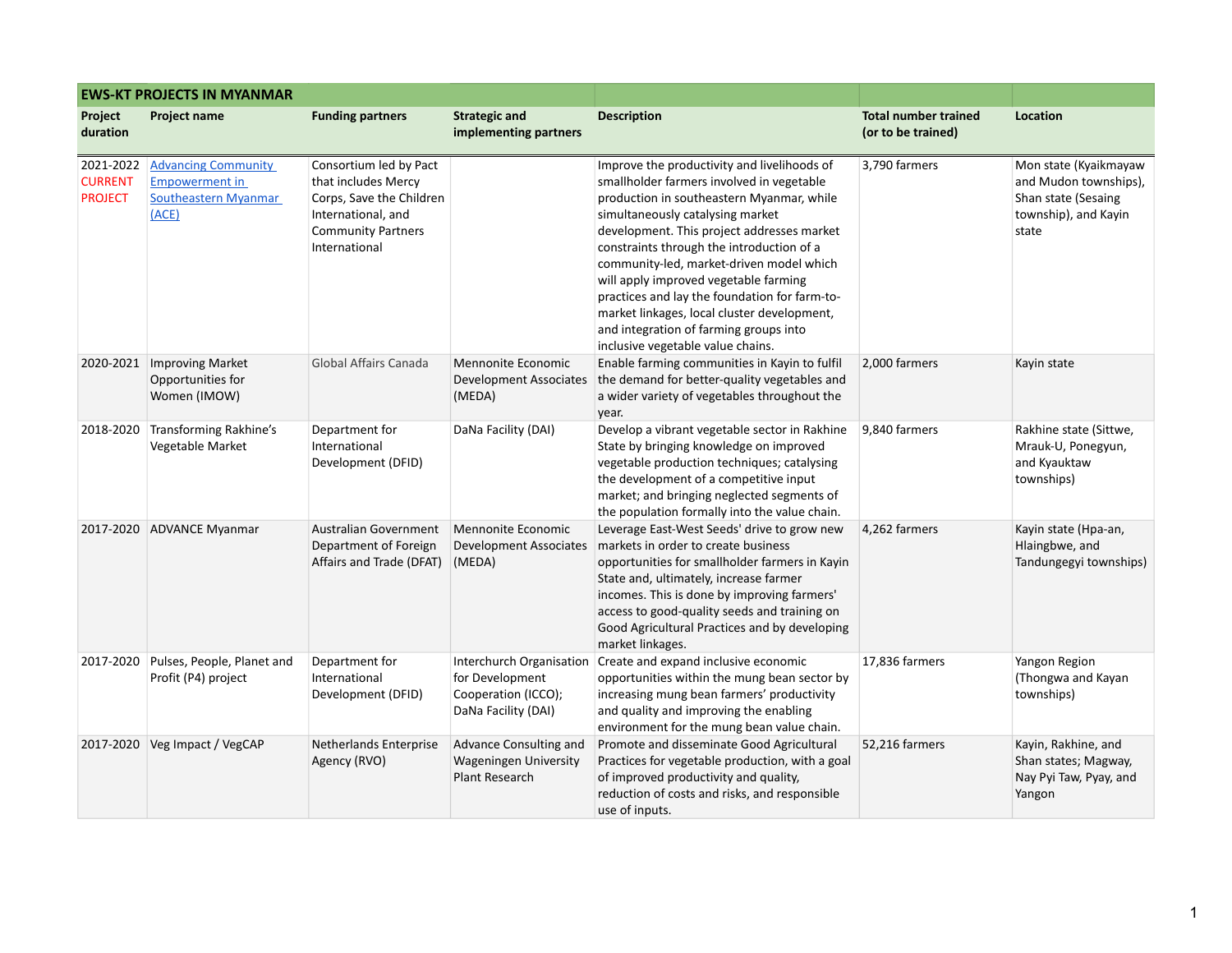| EWS-KT PROJECTS IN MYANMAR | | | | | | |
|---|---|---|---|---|---|---|
| **Project duration** | **Project name** | **Funding partners** | **Strategic and implementing partners** | **Description** | **Total number trained (or to be trained)** | **Location** |
| 2021-2022 CURRENT PROJECT | [Advancing Community Empowerment in Southeastern Myanmar (ACE)]() | Consortium led by Pact that includes Mercy Corps, Save the Children International, and Community Partners International | | Improve the productivity and livelihoods of smallholder farmers involved in vegetable production in southeastern Myanmar, while simultaneously catalysing market development. This project addresses market constraints through the introduction of a community-led, market-driven model which will apply improved vegetable farming practices and lay the foundation for farm-to-market linkages, local cluster development, and integration of farming groups into inclusive vegetable value chains. | 3,790 farmers | Mon state (Kyaikmayaw and Mudon townships), Shan state (Sesaing township), and Kayin state |
| 2020-2021 | Improving Market Opportunities for Women (IMOW) | Global Affairs Canada | Mennonite Economic Development Associates (MEDA) | Enable farming communities in Kayin to fulfil the demand for better-quality vegetables and a wider variety of vegetables throughout the year. | 2,000 farmers | Kayin state |
| 2018-2020 | Transforming Rakhine's Vegetable Market | Department for International Development (DFID) | DaNa Facility (DAI) | Develop a vibrant vegetable sector in Rakhine State by bringing knowledge on improved vegetable production techniques; catalysing the development of a competitive input market; and bringing neglected segments of the population formally into the value chain. | 9,840 farmers | Rakhine state (Sittwe, Mrauk-U, Ponegyun, and Kyauktaw townships) |
| 2017-2020 | ADVANCE Myanmar | Australian Government Department of Foreign Affairs and Trade (DFAT) | Mennonite Economic Development Associates (MEDA) | Leverage East-West Seeds' drive to grow new markets in order to create business opportunities for smallholder farmers in Kayin State and, ultimately, increase farmer incomes. This is done by improving farmers' access to good-quality seeds and training on Good Agricultural Practices and by developing market linkages. | 4,262 farmers | Kayin state (Hpa-an, Hlaingbwe, and Tandungegyi townships) |
| 2017-2020 | Pulses, People, Planet and Profit (P4) project | Department for International Development (DFID) | Interchurch Organisation for Development Cooperation (ICCO); DaNa Facility (DAI) | Create and expand inclusive economic opportunities within the mung bean sector by increasing mung bean farmers' productivity and quality and improving the enabling environment for the mung bean value chain. | 17,836 farmers | Yangon Region (Thongwa and Kayan townships) |
| 2017-2020 | Veg Impact / VegCAP | Netherlands Enterprise Agency (RVO) | Advance Consulting and Wageningen University Plant Research | Promote and disseminate Good Agricultural Practices for vegetable production, with a goal of improved productivity and quality, reduction of costs and risks, and responsible use of inputs. | 52,216 farmers | Kayin, Rakhine, and Shan states; Magway, Nay Pyi Taw, Pyay, and Yangon |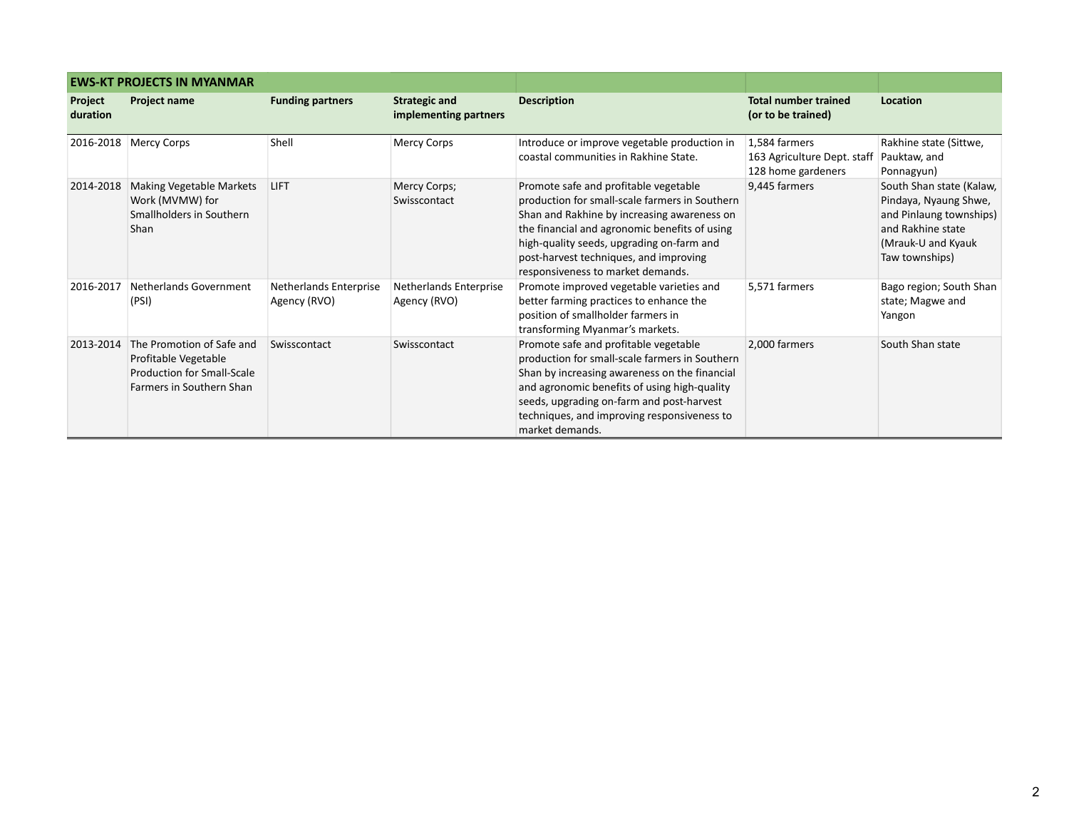| EWS-KT PROJECTS IN MYANMAR | | | | | | |
|---|---|---|---|---|---|---|
| **Project duration** | **Project name** | **Funding partners** | **Strategic and implementing partners** | **Description** | **Total number trained (or to be trained)** | **Location** |
| 2016-2018 | Mercy Corps | Shell | Mercy Corps | Introduce or improve vegetable production in coastal communities in Rakhine State. | 1,584 farmers<br>163 Agriculture Dept. staff<br>128 home gardeners | Rakhine state (Sittwe, Pauktaw, and Ponnagyun) |
| 2014-2018 | Making Vegetable Markets Work (MVMW) for Smallholders in Southern Shan | LIFT | Mercy Corps; Swisscontact | Promote safe and profitable vegetable production for small-scale farmers in Southern Shan and Rakhine by increasing awareness on the financial and agronomic benefits of using high-quality seeds, upgrading on-farm and post-harvest techniques, and improving responsiveness to market demands. | 9,445 farmers | South Shan state (Kalaw, Pindaya, Nyaung Shwe, and Pinlaung townships) and Rakhine state (Mrauk-U and Kyauk Taw townships) |
| 2016-2017 | Netherlands Government (PSI) | Netherlands Enterprise Agency (RVO) | Netherlands Enterprise Agency (RVO) | Promote improved vegetable varieties and better farming practices to enhance the position of smallholder farmers in transforming Myanmar's markets. | 5,571 farmers | Bago region; South Shan state; Magwe and Yangon |
| 2013-2014 | The Promotion of Safe and Profitable Vegetable Production for Small-Scale Farmers in Southern Shan | Swisscontact | Swisscontact | Promote safe and profitable vegetable production for small-scale farmers in Southern Shan by increasing awareness on the financial and agronomic benefits of using high-quality seeds, upgrading on-farm and post-harvest techniques, and improving responsiveness to market demands. | 2,000 farmers | South Shan state |